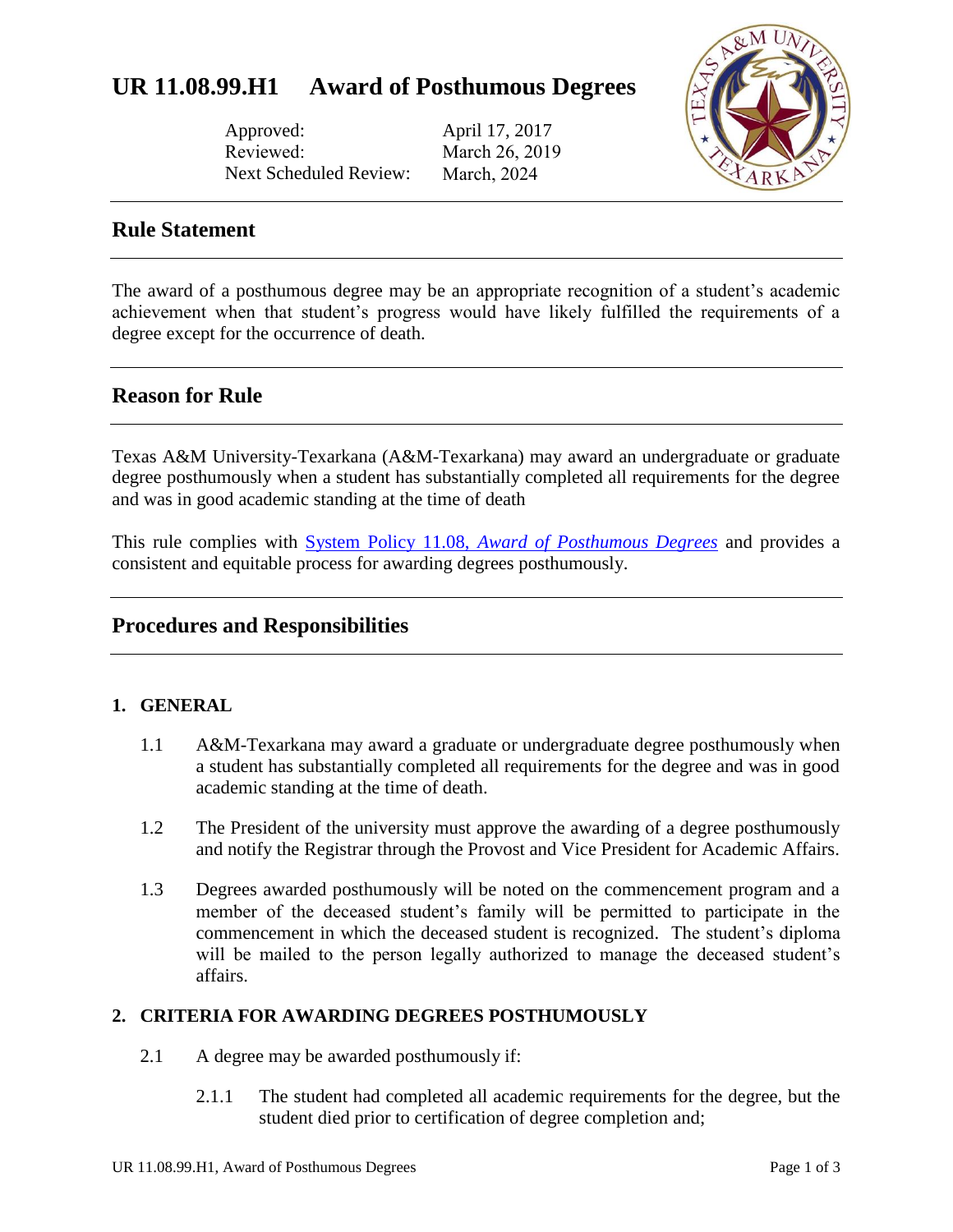# UR 11.08.99.H1 Award of Posthumous Degrees

Approved: April 17, 2017
Reviewed: March 26, 2019
Next Scheduled Review: March, 2024

## Rule Statement

The award of a posthumous degree may be an appropriate recognition of a student's academic achievement when that student's progress would have likely fulfilled the requirements of a degree except for the occurrence of death.

## Reason for Rule

Texas A&M University-Texarkana (A&M-Texarkana) may award an undergraduate or graduate degree posthumously when a student has substantially completed all requirements for the degree and was in good academic standing at the time of death

This rule complies with [System Policy 11.08, *Award of Posthumous Degrees*] and provides a consistent and equitable process for awarding degrees posthumously.

## Procedures and Responsibilities

### 1. GENERAL

1.1 A&M-Texarkana may award a graduate or undergraduate degree posthumously when a student has substantially completed all requirements for the degree and was in good academic standing at the time of death.

1.2 The President of the university must approve the awarding of a degree posthumously and notify the Registrar through the Provost and Vice President for Academic Affairs.

1.3 Degrees awarded posthumously will be noted on the commencement program and a member of the deceased student's family will be permitted to participate in the commencement in which the deceased student is recognized. The student's diploma will be mailed to the person legally authorized to manage the deceased student's affairs.

### 2. CRITERIA FOR AWARDING DEGREES POSTHUMOUSLY

2.1 A degree may be awarded posthumously if:

2.1.1 The student had completed all academic requirements for the degree, but the student died prior to certification of degree completion and;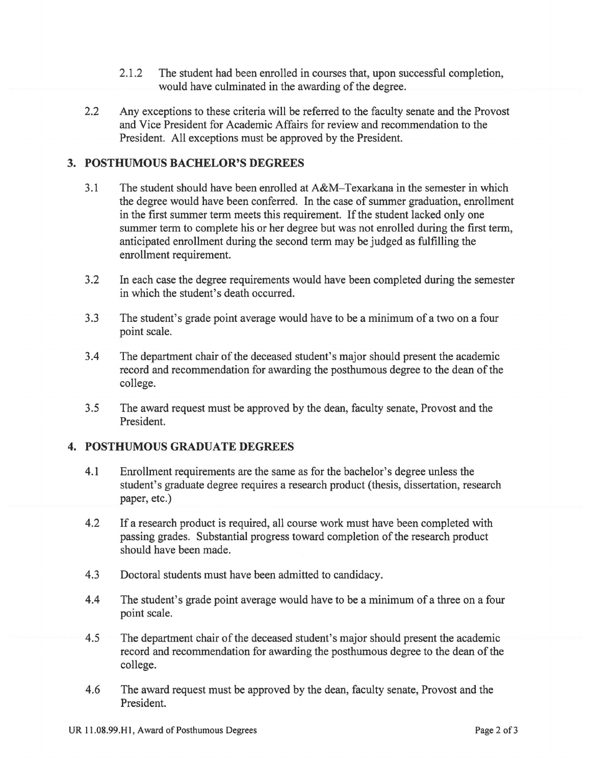2.1.2 The student had been enrolled in courses that, upon successful completion, would have culminated in the awarding of the degree.

2.2 Any exceptions to these criteria will be referred to the faculty senate and the Provost and Vice President for Academic Affairs for review and recommendation to the President. All exceptions must be approved by the President.

## 3. POSTHUMOUS BACHELOR'S DEGREES

3.1 The student should have been enrolled at A&M–Texarkana in the semester in which the degree would have been conferred. In the case of summer graduation, enrollment in the first summer term meets this requirement. If the student lacked only one summer term to complete his or her degree but was not enrolled during the first term, anticipated enrollment during the second term may be judged as fulfilling the enrollment requirement.

3.2 In each case the degree requirements would have been completed during the semester in which the student's death occurred.

3.3 The student's grade point average would have to be a minimum of a two on a four point scale.

3.4 The department chair of the deceased student's major should present the academic record and recommendation for awarding the posthumous degree to the dean of the college.

3.5 The award request must be approved by the dean, faculty senate, Provost and the President.

## 4. POSTHUMOUS GRADUATE DEGREES

4.1 Enrollment requirements are the same as for the bachelor's degree unless the student's graduate degree requires a research product (thesis, dissertation, research paper, etc.)

4.2 If a research product is required, all course work must have been completed with passing grades. Substantial progress toward completion of the research product should have been made.

4.3 Doctoral students must have been admitted to candidacy.

4.4 The student's grade point average would have to be a minimum of a three on a four point scale.

4.5 The department chair of the deceased student's major should present the academic record and recommendation for awarding the posthumous degree to the dean of the college.

4.6 The award request must be approved by the dean, faculty senate, Provost and the President.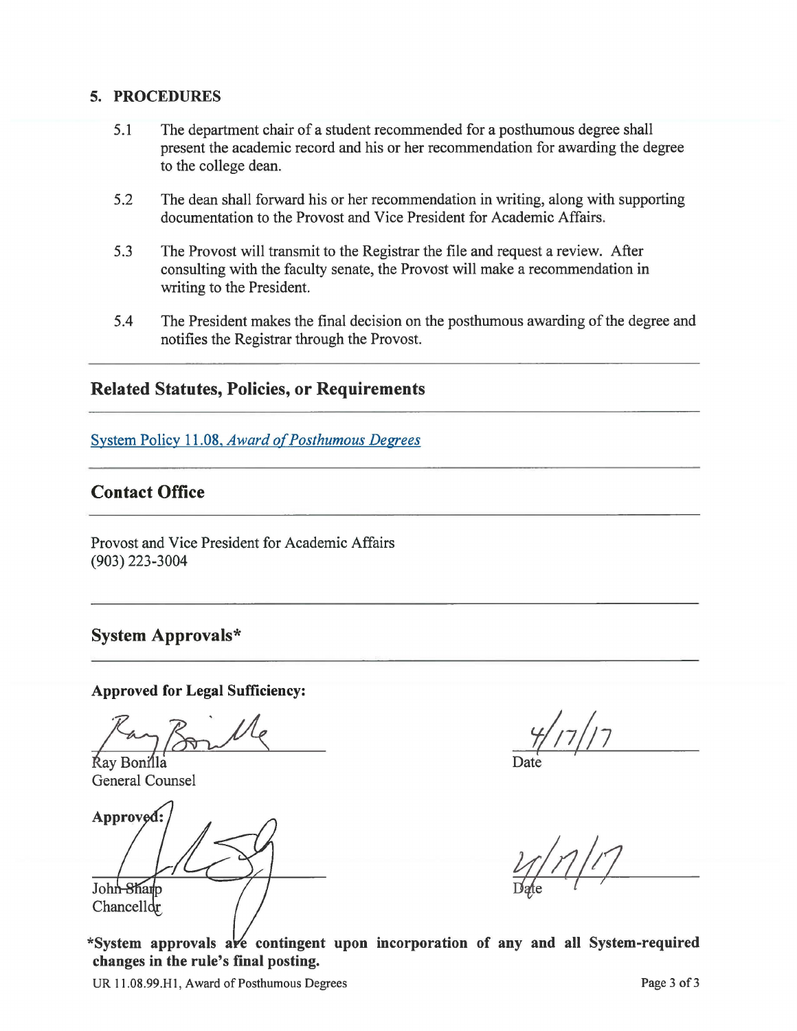## 5. PROCEDURES

5.1 The department chair of a student recommended for a posthumous degree shall present the academic record and his or her recommendation for awarding the degree to the college dean.

5.2 The dean shall forward his or her recommendation in writing, along with supporting documentation to the Provost and Vice President for Academic Affairs.

5.3 The Provost will transmit to the Registrar the file and request a review. After consulting with the faculty senate, the Provost will make a recommendation in writing to the President.

5.4 The President makes the final decision on the posthumous awarding of the degree and notifies the Registrar through the Provost.

## Related Statutes, Policies, or Requirements

System Policy 11.08, *Award of Posthumous Degrees*

## Contact Office

Provost and Vice President for Academic Affairs
(903) 223-3004

## System Approvals*

**Approved for Legal Sufficiency:**

Ray Bonilla
General Counsel

Date: 4/17/17

**Approved:**

John Sharp
Chancellor

Date: 4/17/17

***System approvals are contingent upon incorporation of any and all System-required changes in the rule's final posting.**

UR 11.08.99.H1, Award of Posthumous Degrees